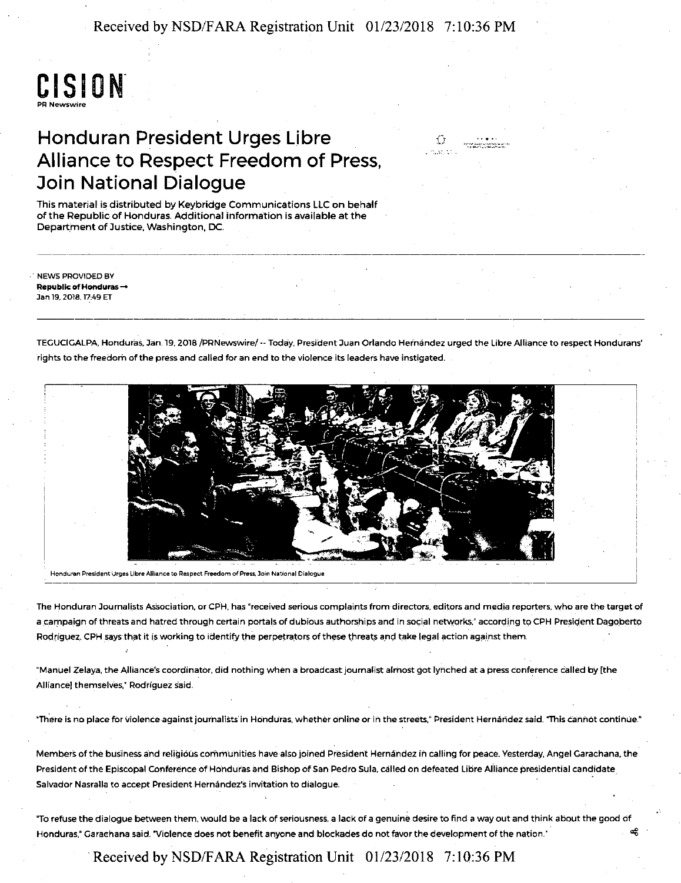CISION
PR Newswire

# Honduran President Urges Libre Alliance to Respect Freedom of Press, Join National Dialogue

This material is distributed by Keybridge Communications LLC on behalf of the Republic of Honduras. Additional information is available at the Department of Justice, Washington, DC.

NEWS PROVIDED BY
**Republic of Honduras →**
Jan 19, 2018, 17:49 ET

TEGUCIGALPA, Honduras, Jan. 19, 2018 /PRNewswire/ -- Today, President Juan Orlando Hernández urged the Libre Alliance to respect Hondurans' rights to the freedom of the press and called for an end to the violence its leaders have instigated.

Honduran President Urges Libre Alliance to Respect Freedom of Press, Join National Dialogue

The Honduran Journalists Association, or CPH, has "received serious complaints from directors, editors and media reporters, who are the target of a campaign of threats and hatred through certain portals of dubious authorships and in social networks," according to CPH President Dagoberto Rodríguez. CPH says that it is working to identify the perpetrators of these threats and take legal action against them.

"Manuel Zelaya, the Alliance's coordinator, did nothing when a broadcast journalist almost got lynched at a press conference called by [the Alliance] themselves," Rodríguez said.

"There is no place for violence against journalists in Honduras, whether online or in the streets," President Hernández said. "This cannot continue."

Members of the business and religious communities have also joined President Hernández in calling for peace. Yesterday, Angel Garachana, the President of the Episcopal Conference of Honduras and Bishop of San Pedro Sula, called on defeated Libre Alliance presidential candidate Salvador Nasralla to accept President Hernández's invitation to dialogue.

"To refuse the dialogue between them, would be a lack of seriousness, a lack of a genuine desire to find a way out and think about the good of Honduras," Garachana said. "Violence does not benefit anyone and blockades do not favor the development of the nation."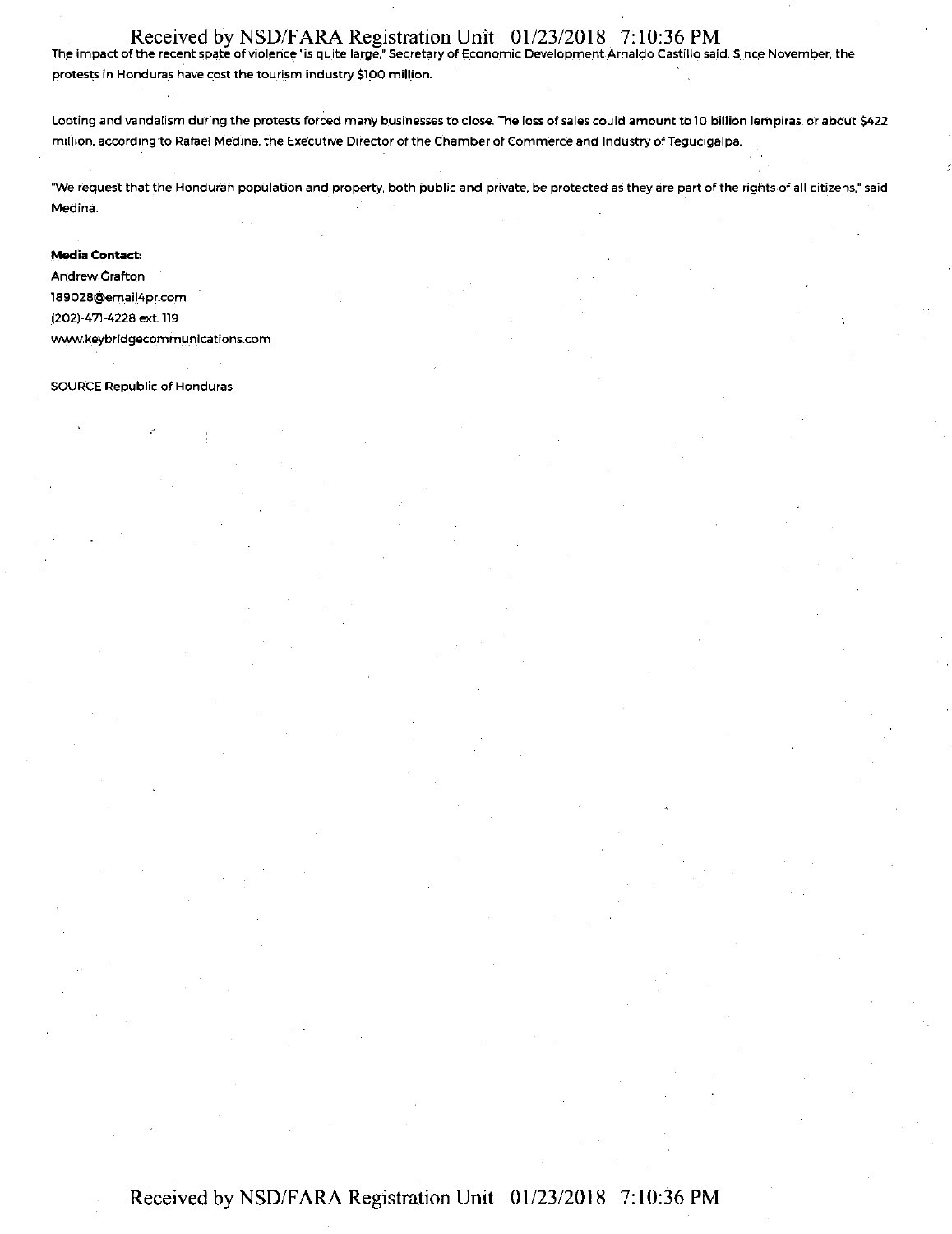The impact of the recent spate of violence "is quite large," Secretary of Economic Development Arnaldo Castillo said. Since November, the protests in Honduras have cost the tourism industry $100 million.

Looting and vandalism during the protests forced many businesses to close. The loss of sales could amount to 10 billion lempiras, or about $422 million, according to Rafael Medina, the Executive Director of the Chamber of Commerce and Industry of Tegucigalpa.

"We request that the Honduran population and property, both public and private, be protected as they are part of the rights of all citizens," said Medina.

**Media Contact:**
Andrew Crafton
189028@email4pr.com
(202)-471-4228 ext. 119
www.keybridgecommunications.com

SOURCE Republic of Honduras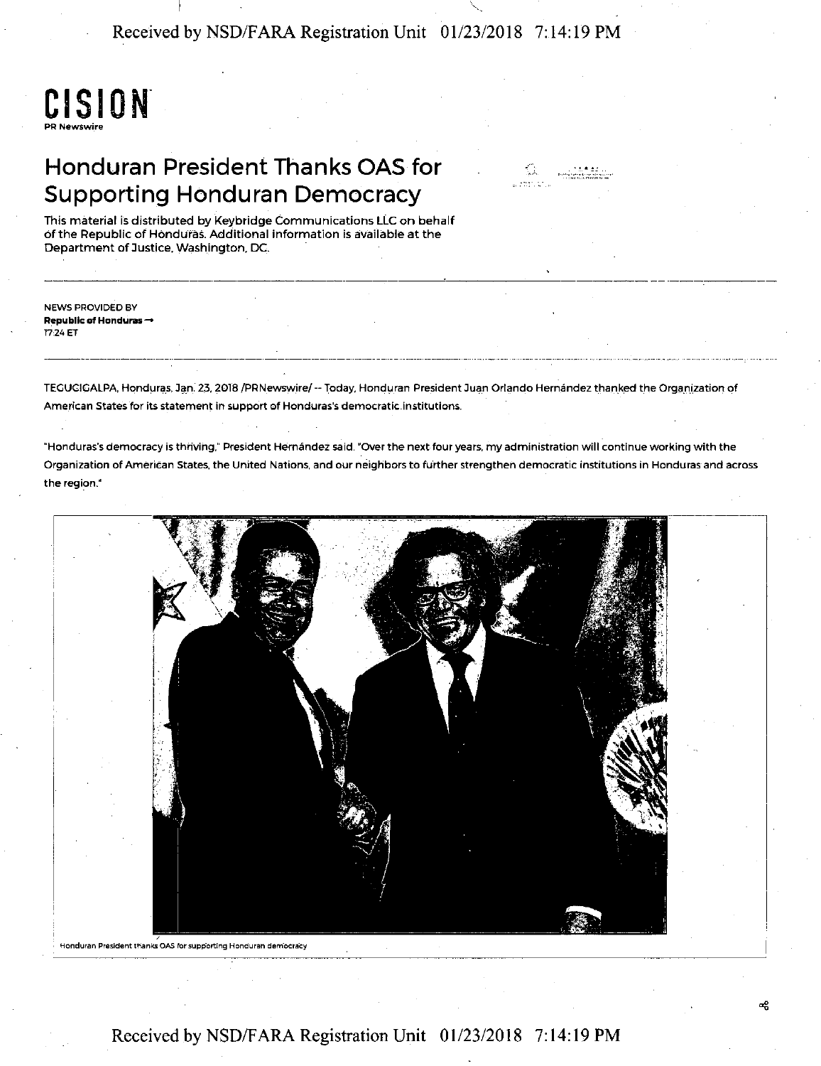CISION

PR Newswire

# Honduran President Thanks OAS for Supporting Honduran Democracy

This material is distributed by Keybridge Communications LLC on behalf of the Republic of Honduras. Additional information is available at the Department of Justice, Washington, DC.

NEWS PROVIDED BY

**Republic of Honduras →**

17:24 ET

TEGUCIGALPA, Honduras, Jan. 23, 2018 /PRNewswire/ -- Today, Honduran President Juan Orlando Hernández thanked the Organization of American States for its statement in support of Honduras's democratic institutions.

"Honduras's democracy is thriving," President Hernández said. "Over the next four years, my administration will continue working with the Organization of American States, the United Nations, and our neighbors to further strengthen democratic institutions in Honduras and across the region."

Honduran President thanks OAS for supporting Honduran democracy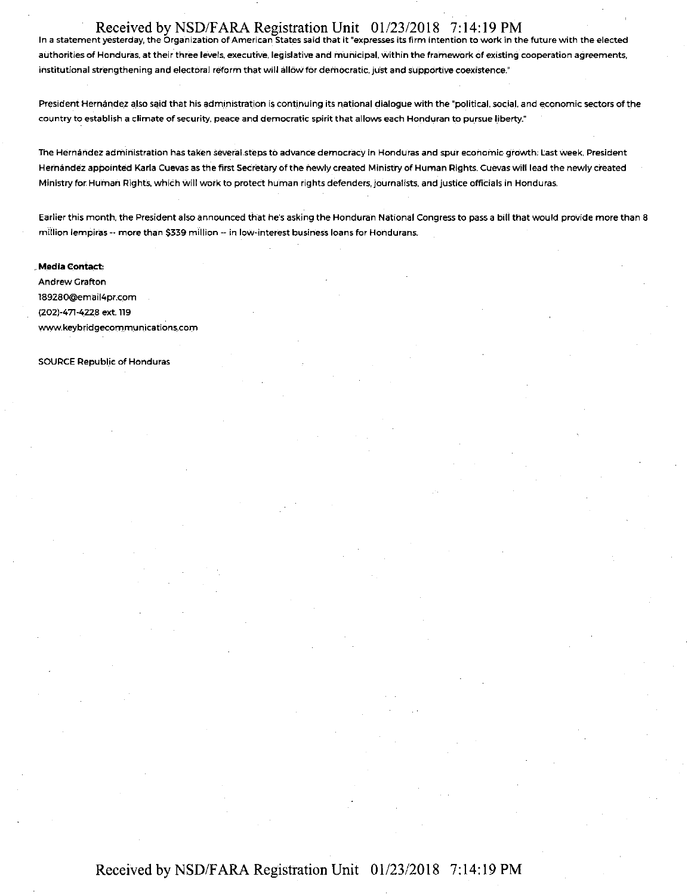In a statement yesterday, the Organization of American States said that it "expresses its firm intention to work in the future with the elected authorities of Honduras, at their three levels, executive, legislative and municipal, within the framework of existing cooperation agreements, institutional strengthening and electoral reform that will allow for democratic, just and supportive coexistence."

President Hernández also said that his administration is continuing its national dialogue with the "political, social, and economic sectors of the country to establish a climate of security, peace and democratic spirit that allows each Honduran to pursue liberty."

The Hernández administration has taken several steps to advance democracy in Honduras and spur economic growth: Last week, President Hernández appointed Karla Cuevas as the first Secretary of the newly created Ministry of Human Rights. Cuevas will lead the newly created Ministry for Human Rights, which will work to protect human rights defenders, journalists, and justice officials in Honduras.

Earlier this month, the President also announced that he's asking the Honduran National Congress to pass a bill that would provide more than 8 million lempiras -- more than $339 million -- in low-interest business loans for Hondurans.

**Media Contact:**
Andrew Grafton
189280@email4pr.com
(202)-471-4228 ext. 119
www.keybridgecommunications.com

SOURCE Republic of Honduras